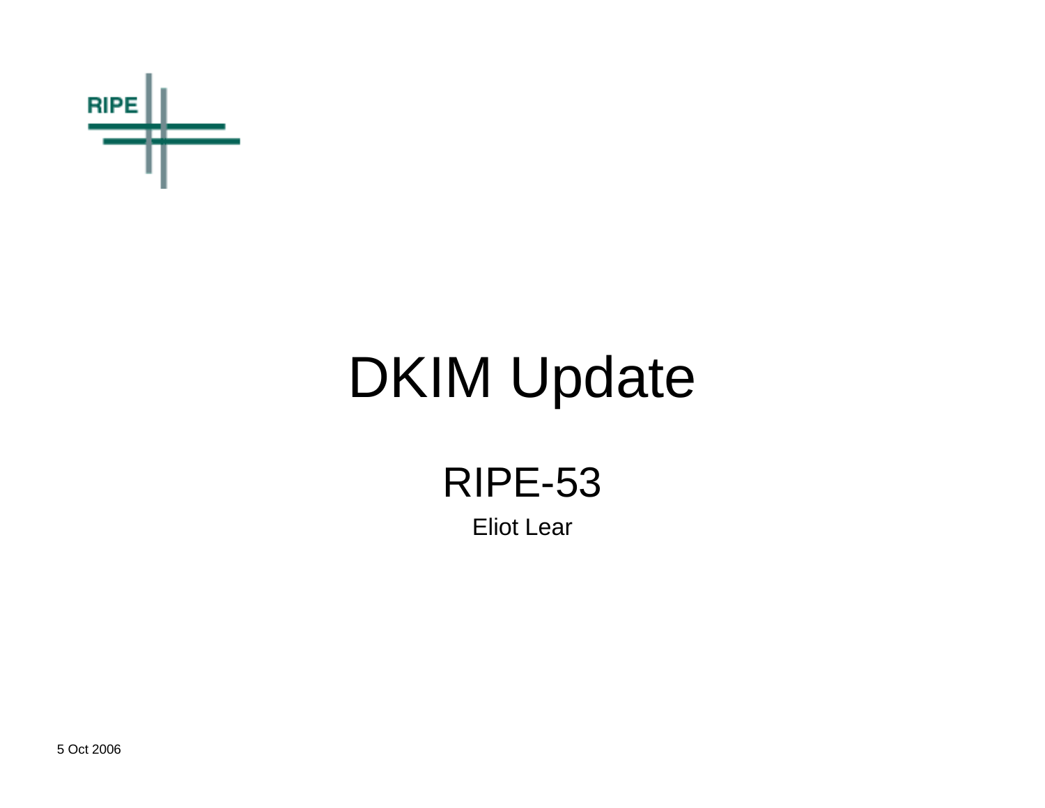# DKIM Update

## RIPE-53

Eliot Lear

5 Oct 2006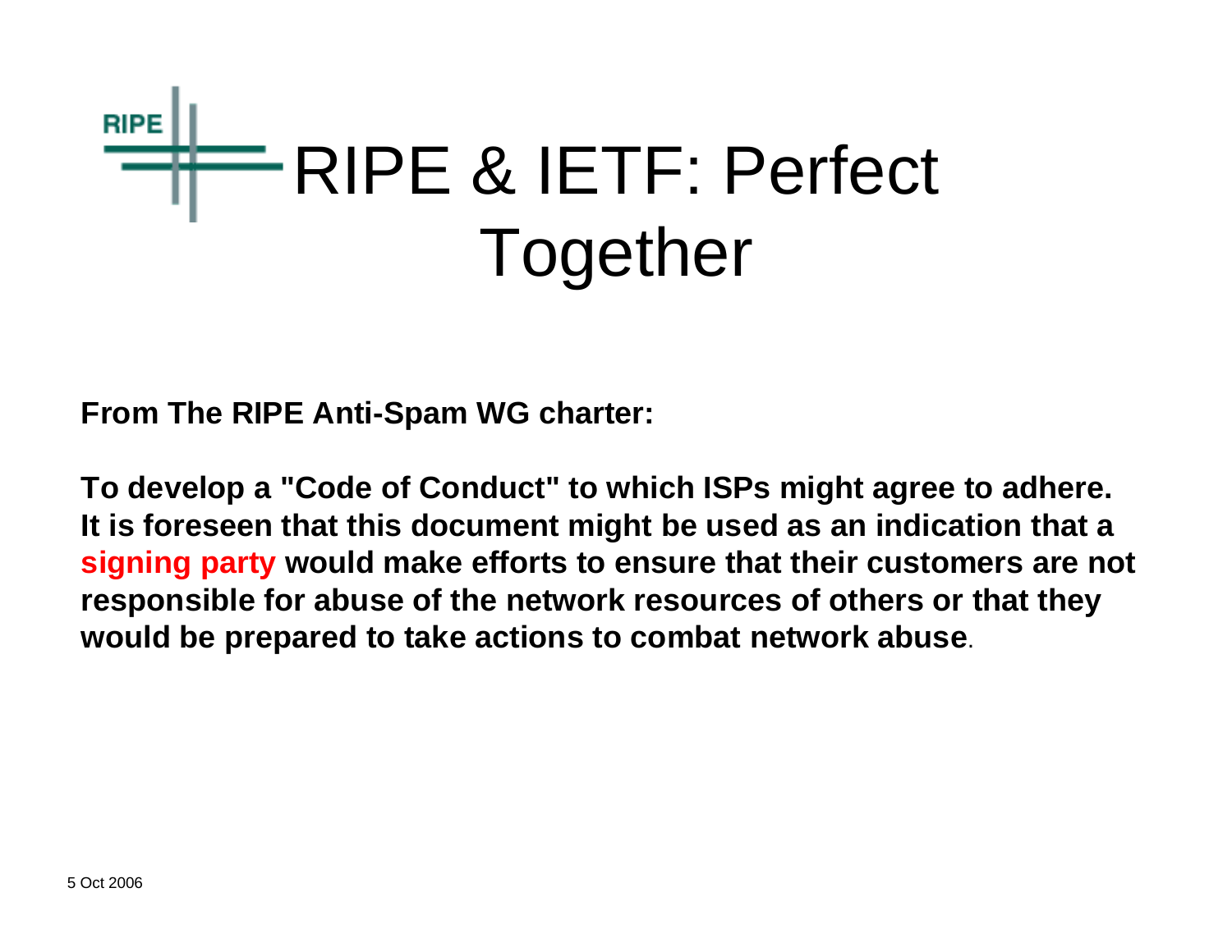# RIPE & IETF: Perfect Together

**From The RIPE Anti-Spam WG charter:**

**To develop a "Code of Conduct" to which ISPs might agree to adhere. It is foreseen that this document might be used as an indication that a signing party would make efforts to ensure that their customers are not responsible for abuse of the network resources of others or that they would be prepared to take actions to combat network abuse**.

5 Oct 2006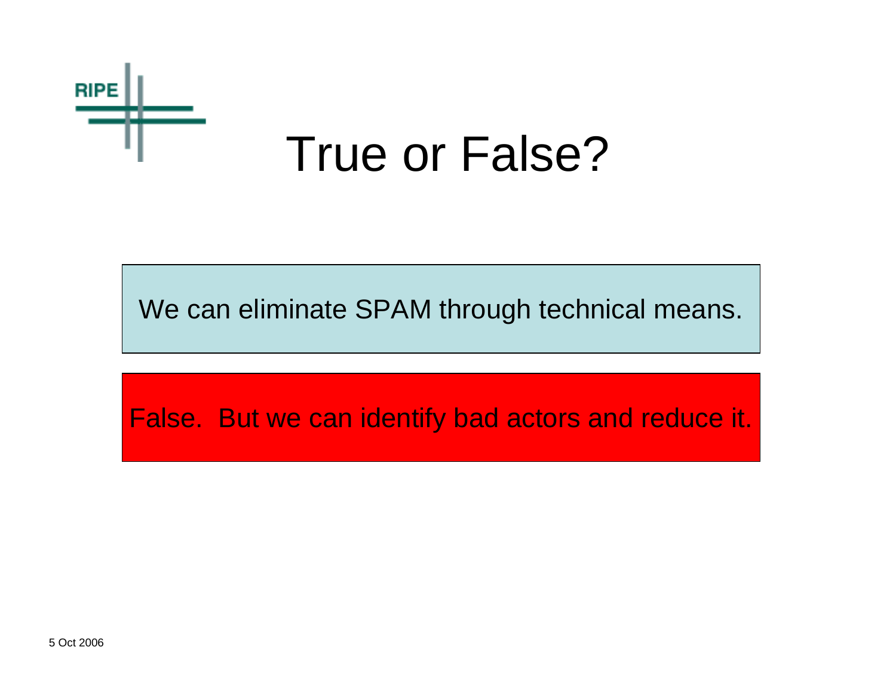# True or False?

We can eliminate SPAM through technical means.

False.  But we can identify bad actors and reduce it.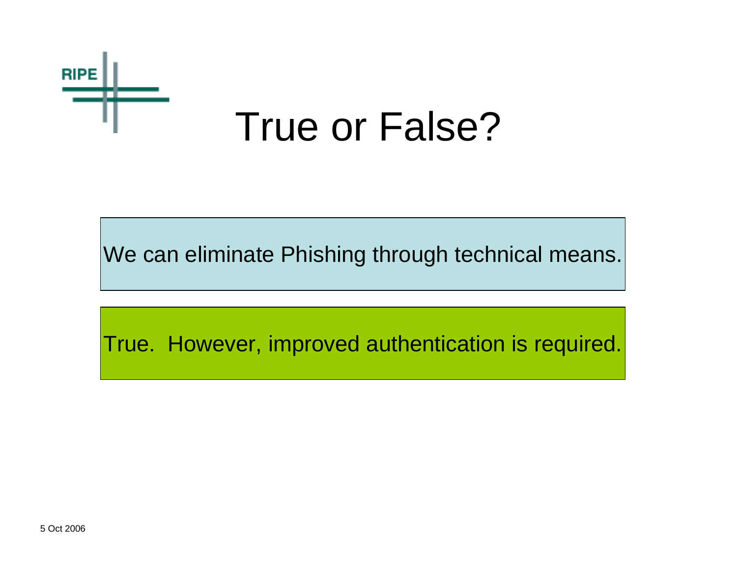# True or False?

We can eliminate Phishing through technical means.

True. However, improved authentication is required.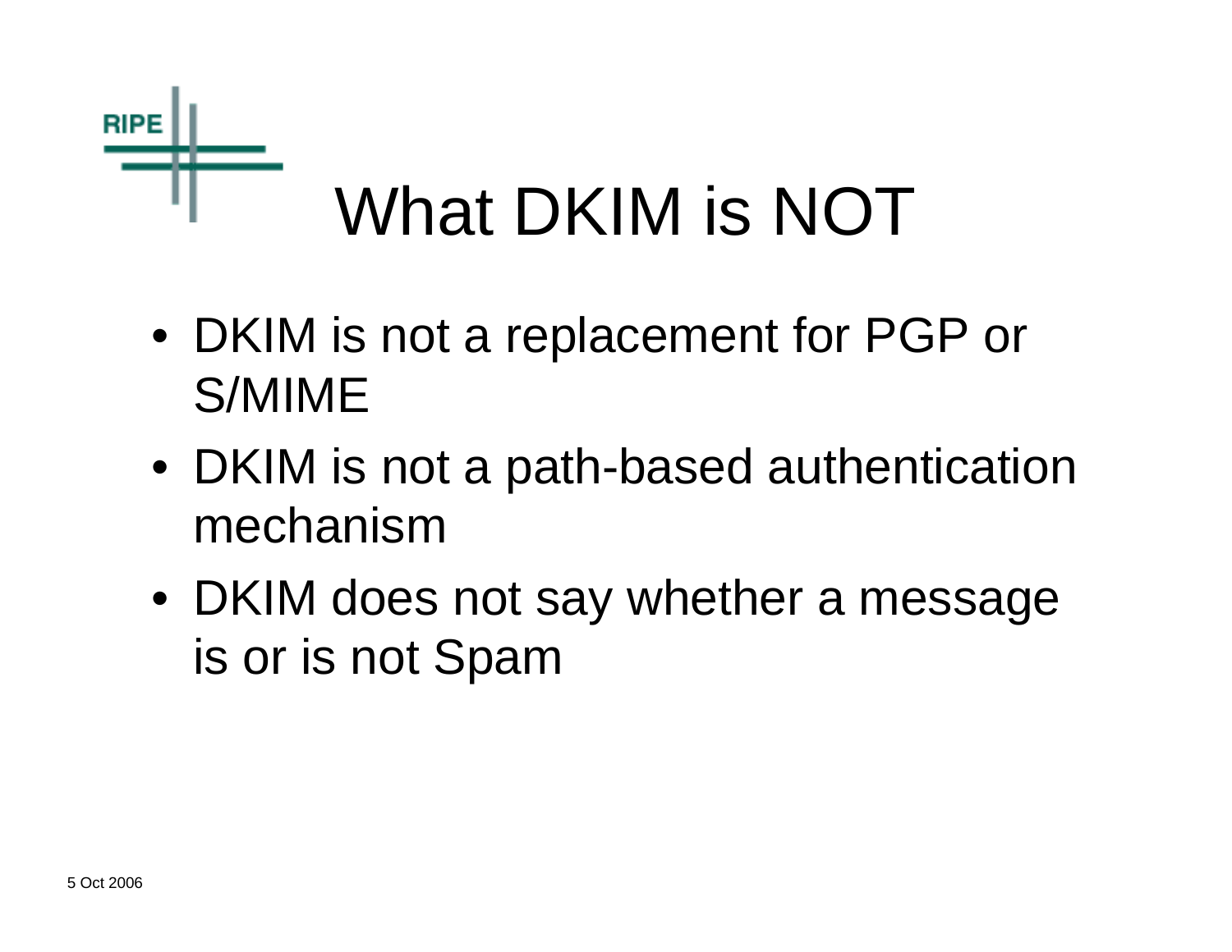# What DKIM is NOT

- DKIM is not a replacement for PGP or S/MIME
- DKIM is not a path-based authentication mechanism
- DKIM does not say whether a message is or is not Spam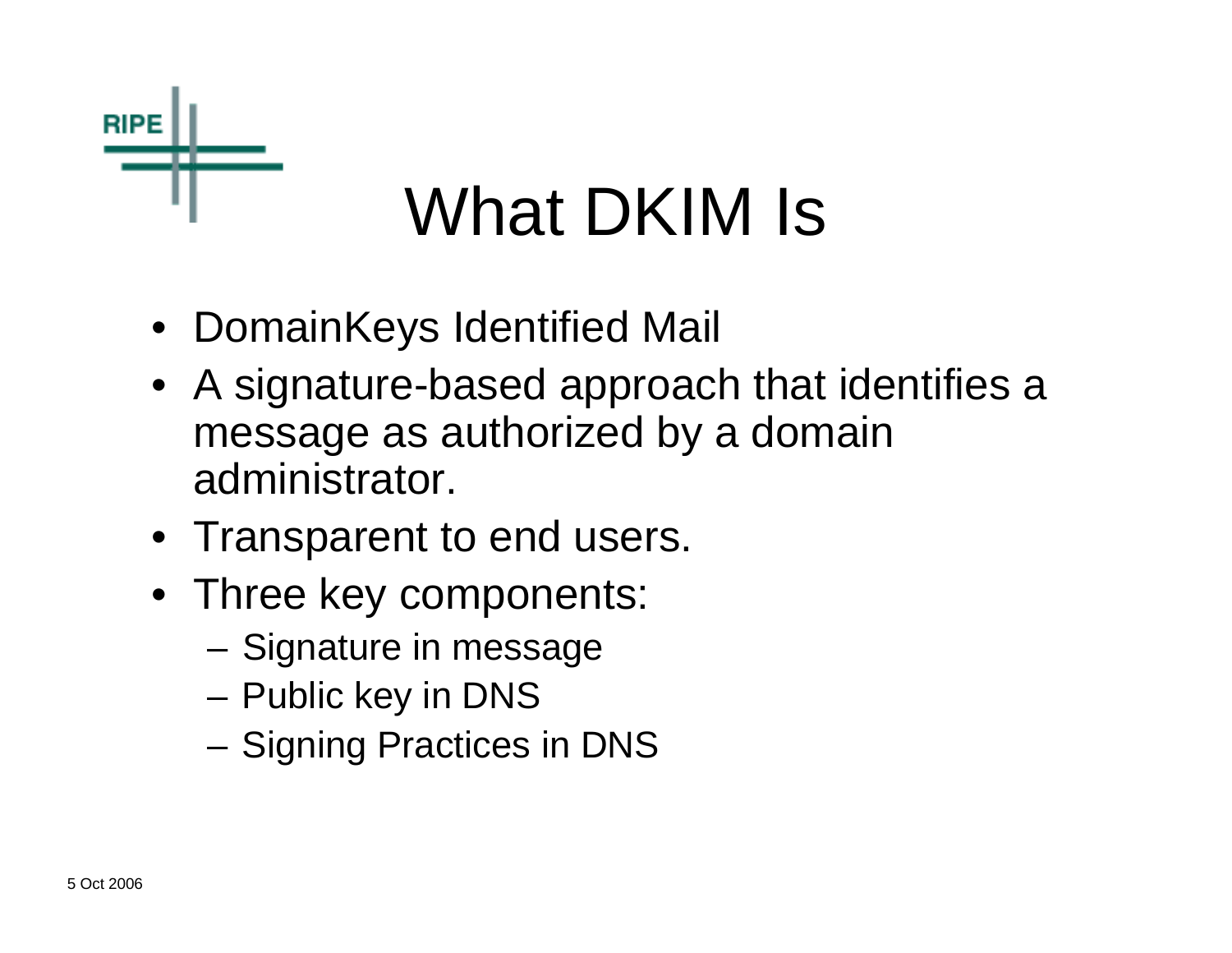# What DKIM Is

- DomainKeys Identified Mail
- A signature-based approach that identifies a message as authorized by a domain administrator.
- Transparent to end users.
- Three key components:
  - Signature in message
  - Public key in DNS
  - Signing Practices in DNS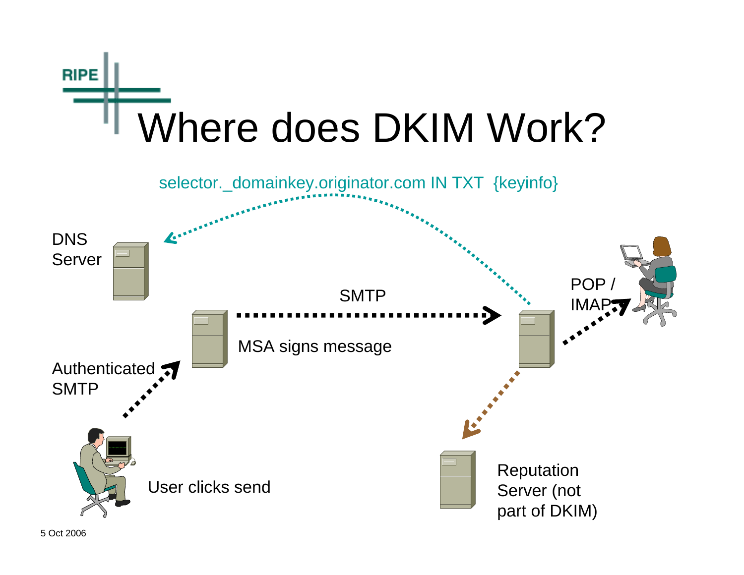# Where does DKIM Work?

selector._domainkey.originator.com IN TXT {keyinfo}

DNS Server

SMTP

MSA signs message

POP / IMAP

Authenticated SMTP

User clicks send

Reputation Server (not part of DKIM)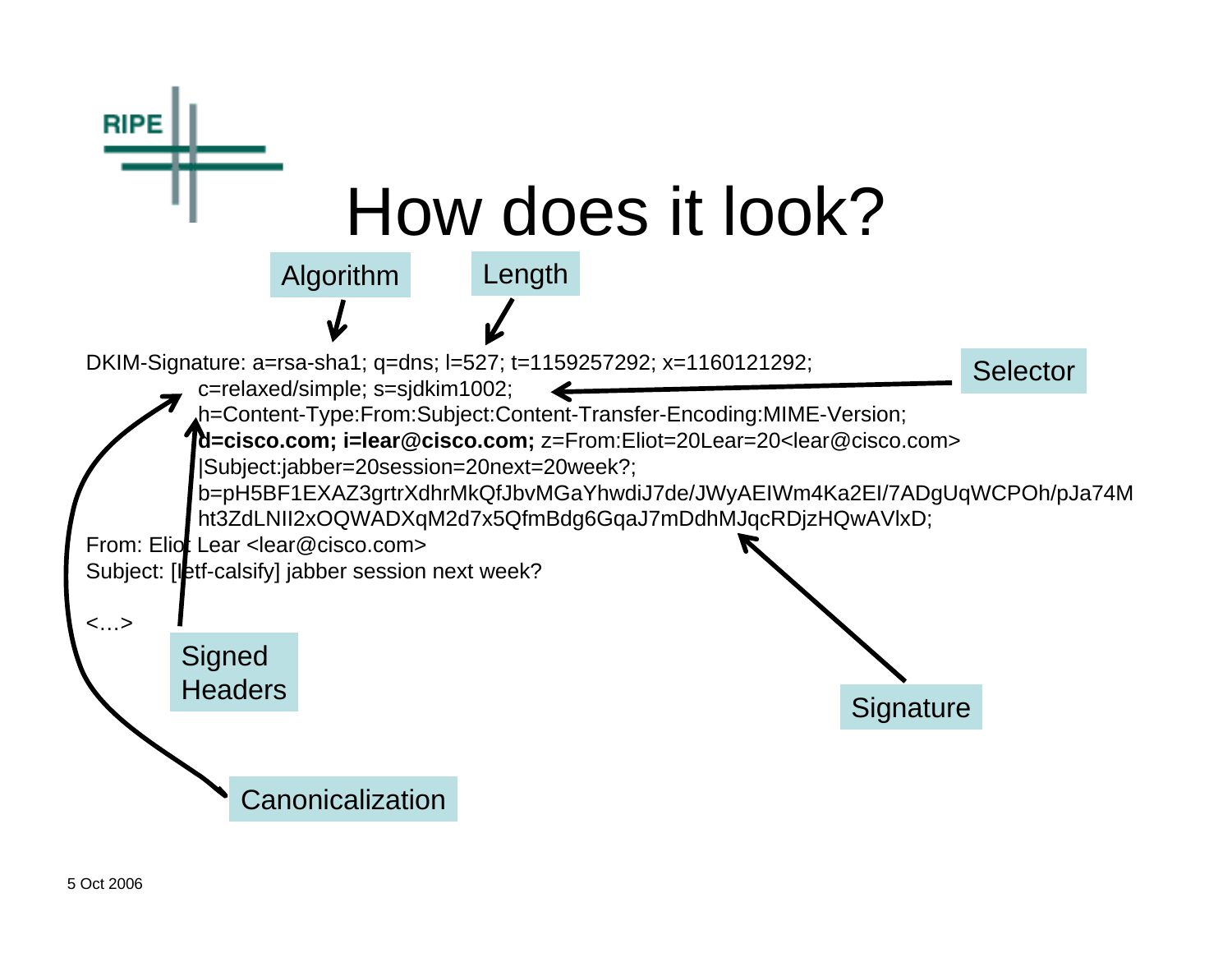# How does it look?

```
DKIM-Signature: a=rsa-sha1; q=dns; l=527; t=1159257292; x=1160121292;
        c=relaxed/simple; s=sjdkim1002;
        h=Content-Type:From:Subject:Content-Transfer-Encoding:MIME-Version;
        d=cisco.com; i=lear@cisco.com; z=From:Eliot=20Lear=20<lear@cisco.com>
        |Subject:jabber=20session=20next=20week?;
        b=pH5BF1EXAZ3grtrXdhrMkQfJbvMGaYhwdiJ7de/JWyAEIWm4Ka2EI/7ADgUqWCPOh/pJa74M
        ht3ZdLNII2xOQWADXqM2d7x5QfmBdg6GqaJ7mDdhMJqcRDjzHQwAVlxD;
From: Eliot Lear <lear@cisco.com>
Subject: [ietf-calsify] jabber session next week?

<…>
```

Labels: Algorithm (a=rsa-sha1), Length (l=527), Selector (s=sjdkim1002), Canonicalization (c=relaxed/simple), Signed Headers (h=...), Signature (b=...)

5 Oct 2006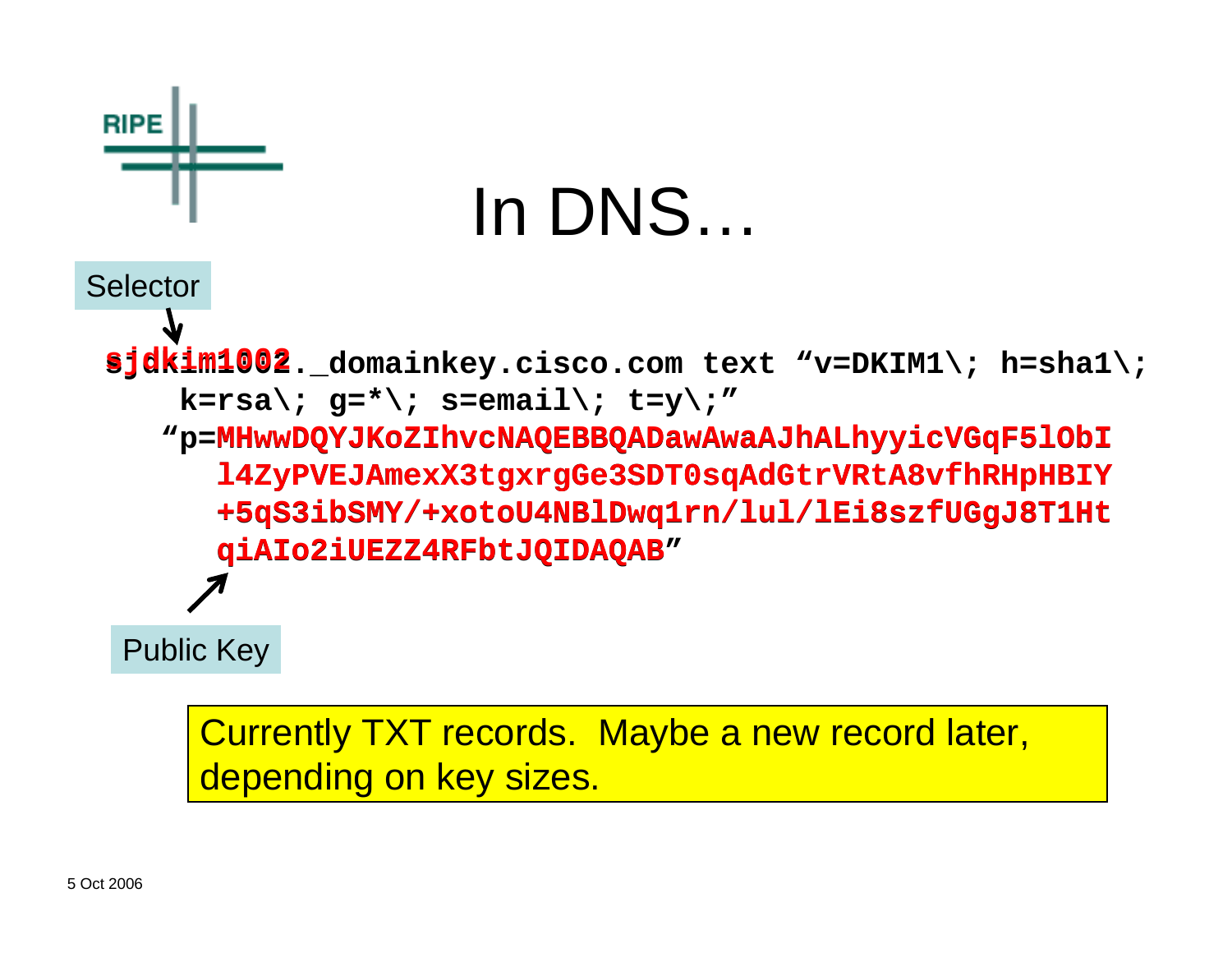# In DNS…

Selector

```
sjdkim1002._domainkey.cisco.com text "v=DKIM1\; h=sha1\;
    k=rsa\; g=*\; s=email\; t=y\;"
   "p=MHwwDQYJKoZIhvcNAQEBBQADawAwaAJhALhyyicVGqF5lObI
      l4ZyPVEJAmexX3tgxrgGe3SDT0sqAdGtrVRtA8vfhRHpHBIY
      +5qS3ibSMY/+xotoU4NBlDwq1rn/lul/lEi8szfUGgJ8T1Ht
      qiAIo2iUEZZ4RFbtJQIDAQAB"
```

Public Key

Currently TXT records. Maybe a new record later, depending on key sizes.

5 Oct 2006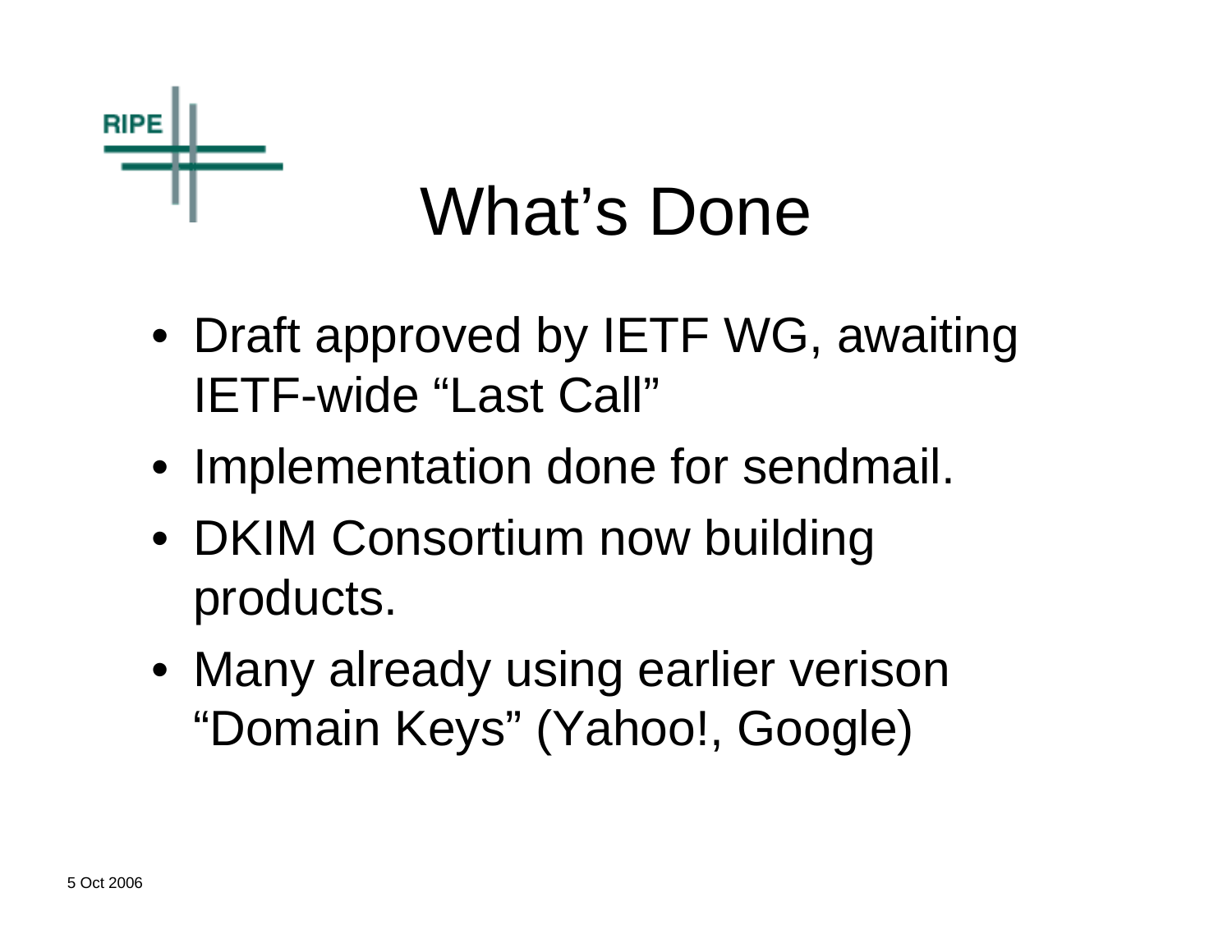# What's Done

- Draft approved by IETF WG, awaiting IETF-wide "Last Call"
- Implementation done for sendmail.
- DKIM Consortium now building products.
- Many already using earlier verison "Domain Keys" (Yahoo!, Google)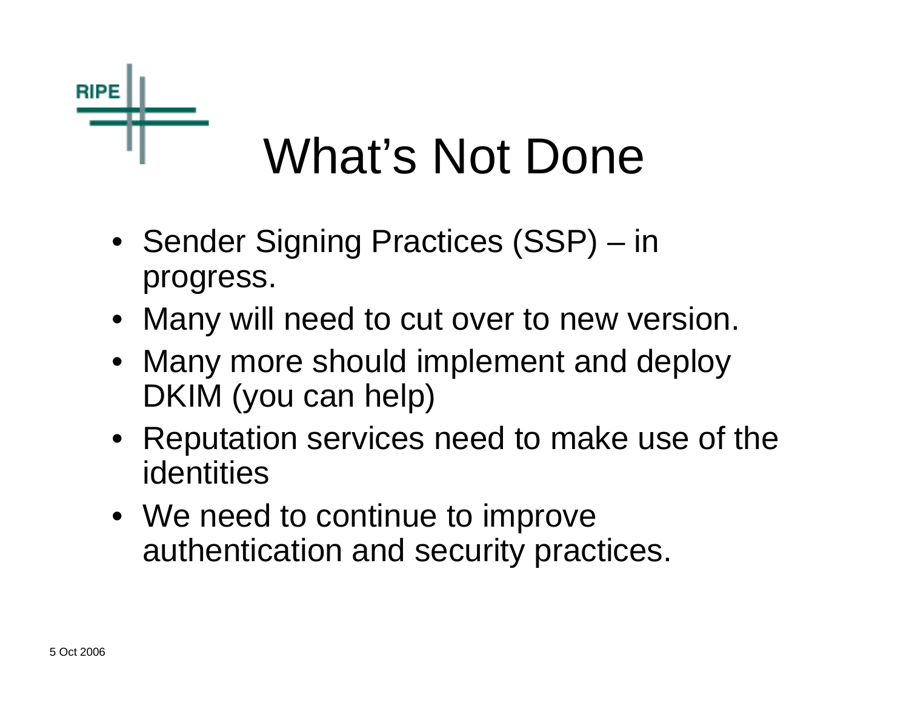# What's Not Done

- Sender Signing Practices (SSP) – in progress.
- Many will need to cut over to new version.
- Many more should implement and deploy DKIM (you can help)
- Reputation services need to make use of the identities
- We need to continue to improve authentication and security practices.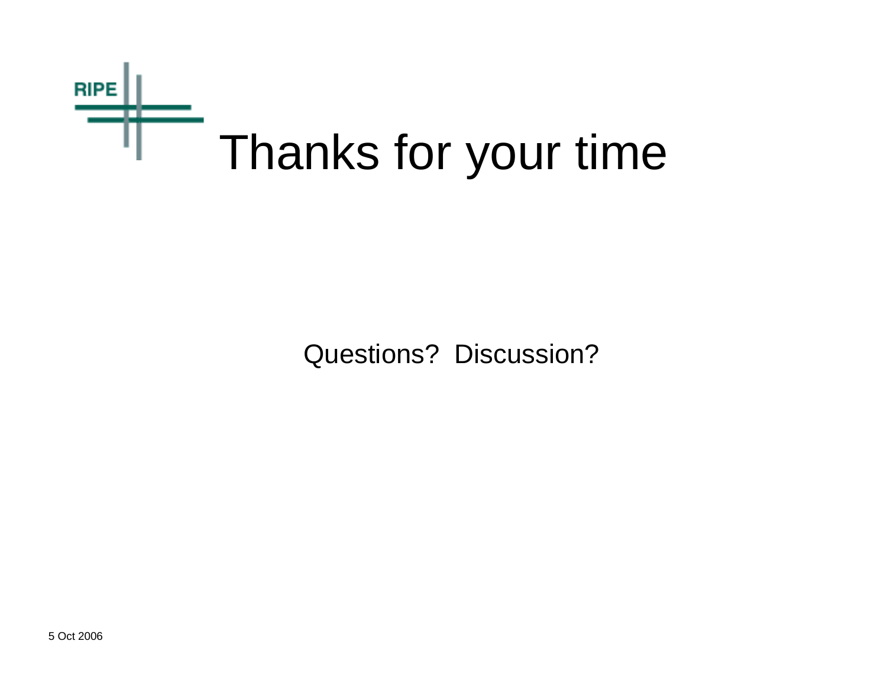# Thanks for your time

Questions? Discussion?

5 Oct 2006